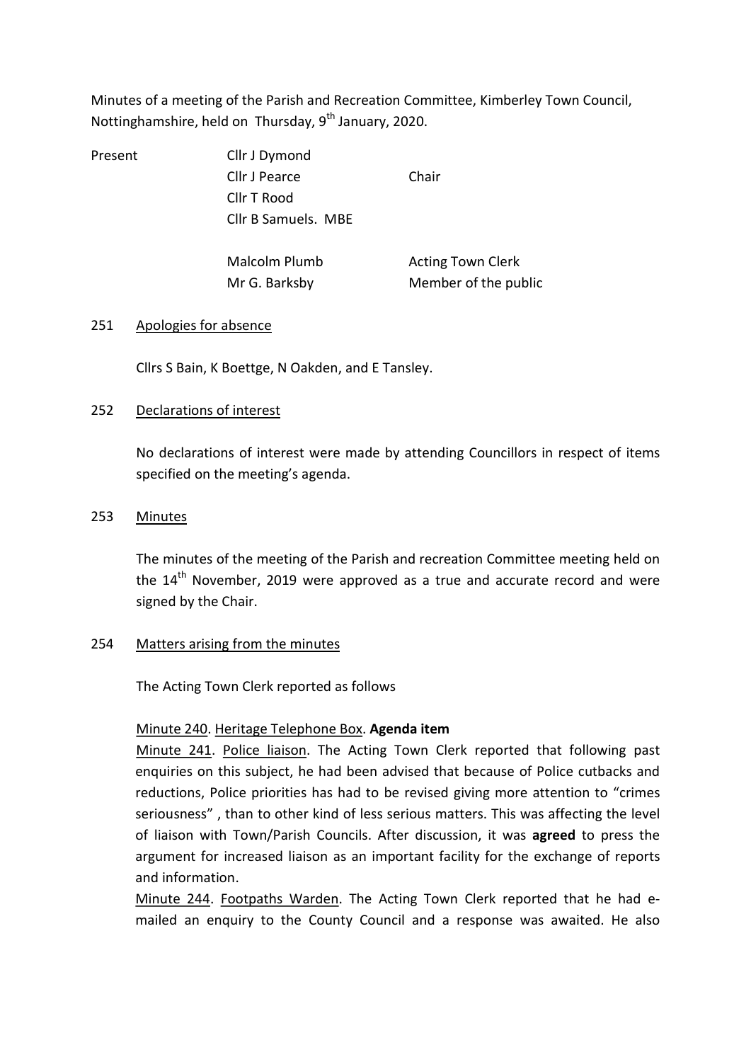Minutes of a meeting of the Parish and Recreation Committee, Kimberley Town Council, Nottinghamshire, held on Thursday, 9th January, 2020.

| Present | | |
|---|---|---|
| | Cllr J Dymond | |
| | Cllr J Pearce | Chair |
| | Cllr T Rood | |
| | Cllr B Samuels. MBE | |
| | Malcolm Plumb | Acting Town Clerk |
| | Mr G. Barksby | Member of the public |

251 Apologies for absence

Cllrs S Bain, K Boettge, N Oakden, and E Tansley.

252 Declarations of interest

No declarations of interest were made by attending Councillors in respect of items specified on the meeting's agenda.

253 Minutes

The minutes of the meeting of the Parish and recreation Committee meeting held on the 14th November, 2019 were approved as a true and accurate record and were signed by the Chair.

254 Matters arising from the minutes

The Acting Town Clerk reported as follows

Minute 240. Heritage Telephone Box. **Agenda item**

Minute 241. Police liaison. The Acting Town Clerk reported that following past enquiries on this subject, he had been advised that because of Police cutbacks and reductions, Police priorities has had to be revised giving more attention to "crimes seriousness" , than to other kind of less serious matters. This was affecting the level of liaison with Town/Parish Councils. After discussion, it was **agreed** to press the argument for increased liaison as an important facility for the exchange of reports and information.

Minute 244. Footpaths Warden. The Acting Town Clerk reported that he had e-mailed an enquiry to the County Council and a response was awaited. He also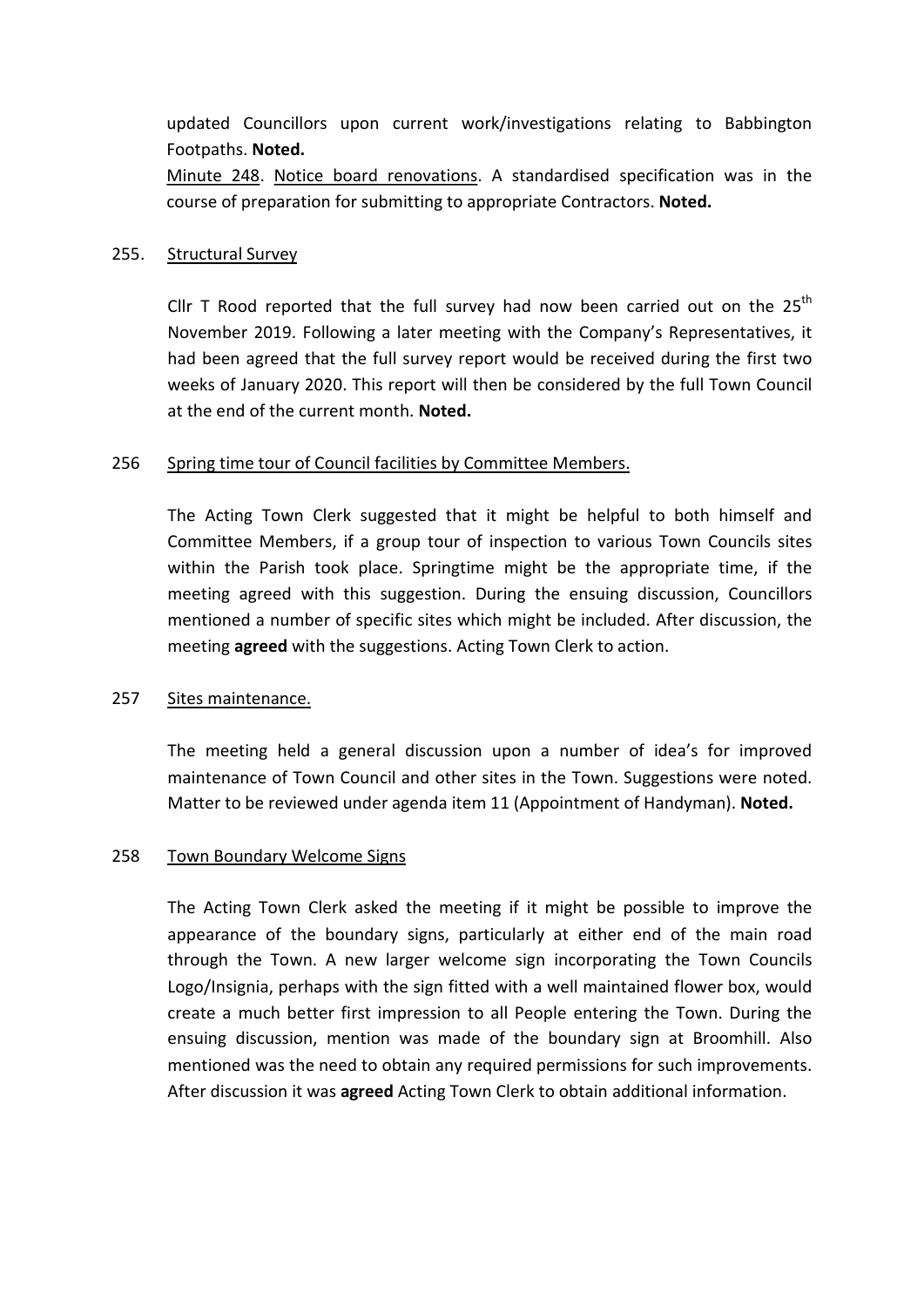updated Councillors upon current work/investigations relating to Babbington Footpaths. **Noted.**

Minute 248. Notice board renovations. A standardised specification was in the course of preparation for submitting to appropriate Contractors. **Noted.**

255. Structural Survey

Cllr T Rood reported that the full survey had now been carried out on the 25th November 2019. Following a later meeting with the Company's Representatives, it had been agreed that the full survey report would be received during the first two weeks of January 2020. This report will then be considered by the full Town Council at the end of the current month. **Noted.**

256 Spring time tour of Council facilities by Committee Members.

The Acting Town Clerk suggested that it might be helpful to both himself and Committee Members, if a group tour of inspection to various Town Councils sites within the Parish took place. Springtime might be the appropriate time, if the meeting agreed with this suggestion. During the ensuing discussion, Councillors mentioned a number of specific sites which might be included. After discussion, the meeting **agreed** with the suggestions. Acting Town Clerk to action.

257 Sites maintenance.

The meeting held a general discussion upon a number of idea's for improved maintenance of Town Council and other sites in the Town. Suggestions were noted. Matter to be reviewed under agenda item 11 (Appointment of Handyman). **Noted.**

258 Town Boundary Welcome Signs

The Acting Town Clerk asked the meeting if it might be possible to improve the appearance of the boundary signs, particularly at either end of the main road through the Town. A new larger welcome sign incorporating the Town Councils Logo/Insignia, perhaps with the sign fitted with a well maintained flower box, would create a much better first impression to all People entering the Town. During the ensuing discussion, mention was made of the boundary sign at Broomhill. Also mentioned was the need to obtain any required permissions for such improvements. After discussion it was **agreed** Acting Town Clerk to obtain additional information.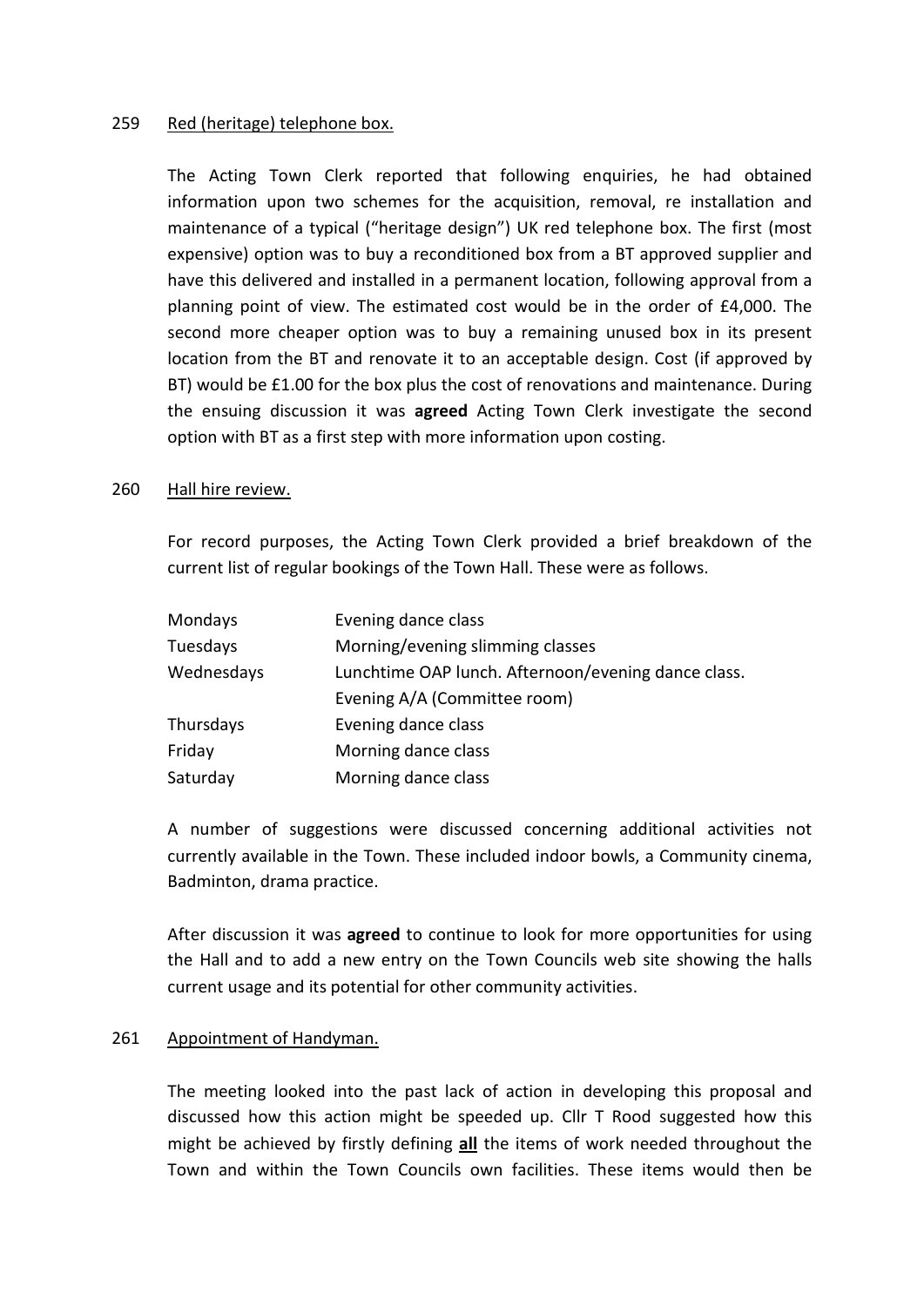259 <u>Red (heritage) telephone box.</u>

The Acting Town Clerk reported that following enquiries, he had obtained information upon two schemes for the acquisition, removal, re installation and maintenance of a typical ("heritage design") UK red telephone box. The first (most expensive) option was to buy a reconditioned box from a BT approved supplier and have this delivered and installed in a permanent location, following approval from a planning point of view. The estimated cost would be in the order of £4,000. The second more cheaper option was to buy a remaining unused box in its present location from the BT and renovate it to an acceptable design. Cost (if approved by BT) would be £1.00 for the box plus the cost of renovations and maintenance. During the ensuing discussion it was **agreed** Acting Town Clerk investigate the second option with BT as a first step with more information upon costing.

260 <u>Hall hire review.</u>

For record purposes, the Acting Town Clerk provided a brief breakdown of the current list of regular bookings of the Town Hall. These were as follows.

| | |
|---|---|
| Mondays | Evening dance class |
| Tuesdays | Morning/evening slimming classes |
| Wednesdays | Lunchtime OAP lunch. Afternoon/evening dance class. Evening A/A (Committee room) |
| Thursdays | Evening dance class |
| Friday | Morning dance class |
| Saturday | Morning dance class |

A number of suggestions were discussed concerning additional activities not currently available in the Town. These included indoor bowls, a Community cinema, Badminton, drama practice.

After discussion it was **agreed** to continue to look for more opportunities for using the Hall and to add a new entry on the Town Councils web site showing the halls current usage and its potential for other community activities.

261 <u>Appointment of Handyman.</u>

The meeting looked into the past lack of action in developing this proposal and discussed how this action might be speeded up. Cllr T Rood suggested how this might be achieved by firstly defining <u>**all**</u> the items of work needed throughout the Town and within the Town Councils own facilities. These items would then be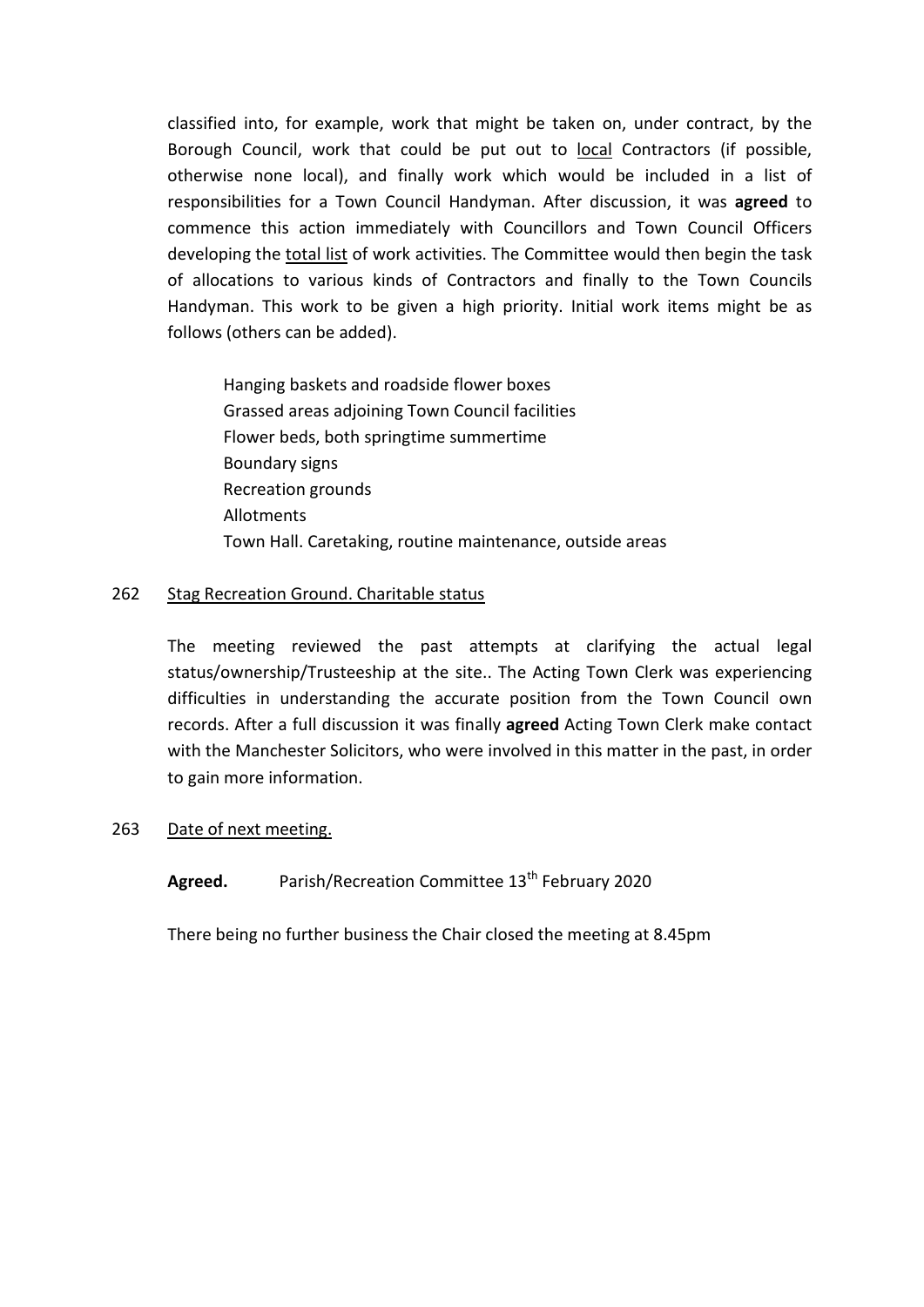classified into, for example, work that might be taken on, under contract, by the Borough Council, work that could be put out to local Contractors (if possible, otherwise none local), and finally work which would be included in a list of responsibilities for a Town Council Handyman. After discussion, it was **agreed** to commence this action immediately with Councillors and Town Council Officers developing the total list of work activities. The Committee would then begin the task of allocations to various kinds of Contractors and finally to the Town Councils Handyman. This work to be given a high priority. Initial work items might be as follows (others can be added).

Hanging baskets and roadside flower boxes
Grassed areas adjoining Town Council facilities
Flower beds, both springtime summertime
Boundary signs
Recreation grounds
Allotments
Town Hall. Caretaking, routine maintenance, outside areas

262 Stag Recreation Ground. Charitable status

The meeting reviewed the past attempts at clarifying the actual legal status/ownership/Trusteeship at the site.. The Acting Town Clerk was experiencing difficulties in understanding the accurate position from the Town Council own records. After a full discussion it was finally **agreed** Acting Town Clerk make contact with the Manchester Solicitors, who were involved in this matter in the past, in order to gain more information.

263 Date of next meeting.

**Agreed.** Parish/Recreation Committee 13th February 2020

There being no further business the Chair closed the meeting at 8.45pm